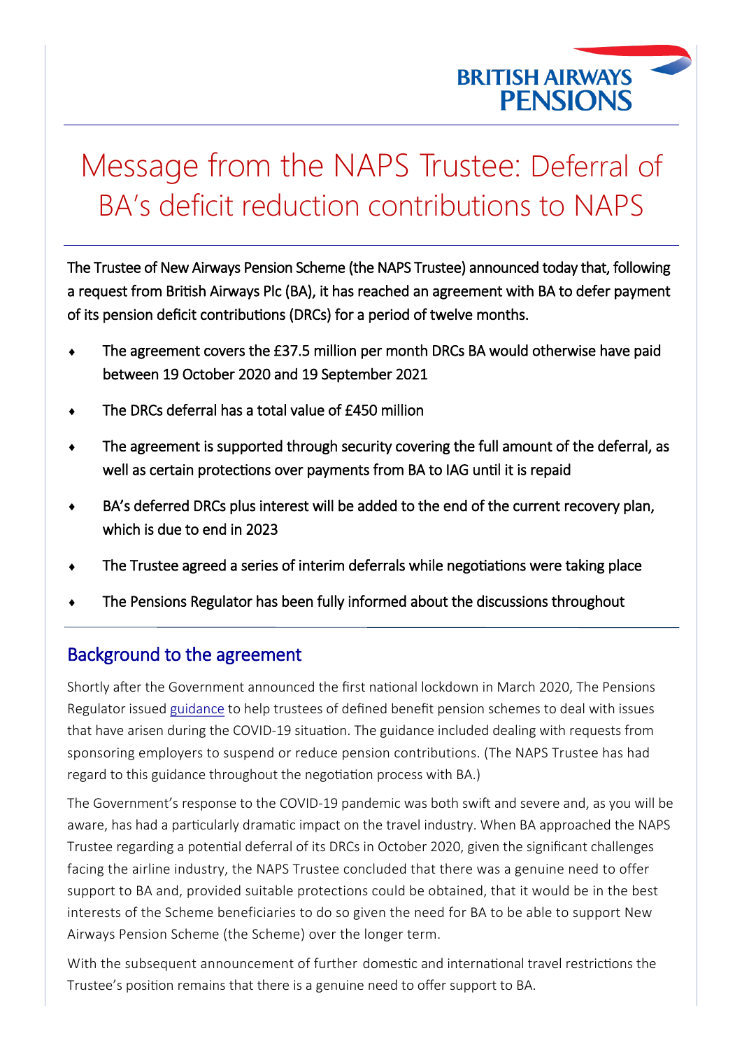# Message from the NAPS Trustee: Deferral of BA's deficit reduction contributions to NAPS

The Trustee of New Airways Pension Scheme (the NAPS Trustee) announced today that, following a request from British Airways Plc (BA), it has reached an agreement with BA to defer payment of its pension deficit contributions (DRCs) for a period of twelve months.

- The agreement covers the £37.5 million per month DRCs BA would otherwise have paid between 19 October 2020 and 19 September 2021
- The DRCs deferral has a total value of £450 million
- The agreement is supported through security covering the full amount of the deferral, as well as certain protections over payments from BA to IAG until it is repaid
- BA's deferred DRCs plus interest will be added to the end of the current recovery plan, which is due to end in 2023
- The Trustee agreed a series of interim deferrals while negotiations were taking place
- The Pensions Regulator has been fully informed about the discussions throughout

## Background to the agreement

Shortly after the Government announced the first national lockdown in March 2020, The Pensions Regulator issued guidance to help trustees of defined benefit pension schemes to deal with issues that have arisen during the COVID-19 situation. The guidance included dealing with requests from sponsoring employers to suspend or reduce pension contributions. (The NAPS Trustee has had regard to this guidance throughout the negotiation process with BA.)

The Government's response to the COVID-19 pandemic was both swift and severe and, as you will be aware, has had a particularly dramatic impact on the travel industry. When BA approached the NAPS Trustee regarding a potential deferral of its DRCs in October 2020, given the significant challenges facing the airline industry, the NAPS Trustee concluded that there was a genuine need to offer support to BA and, provided suitable protections could be obtained, that it would be in the best interests of the Scheme beneficiaries to do so given the need for BA to be able to support New Airways Pension Scheme (the Scheme) over the longer term.

With the subsequent announcement of further domestic and international travel restrictions the Trustee's position remains that there is a genuine need to offer support to BA.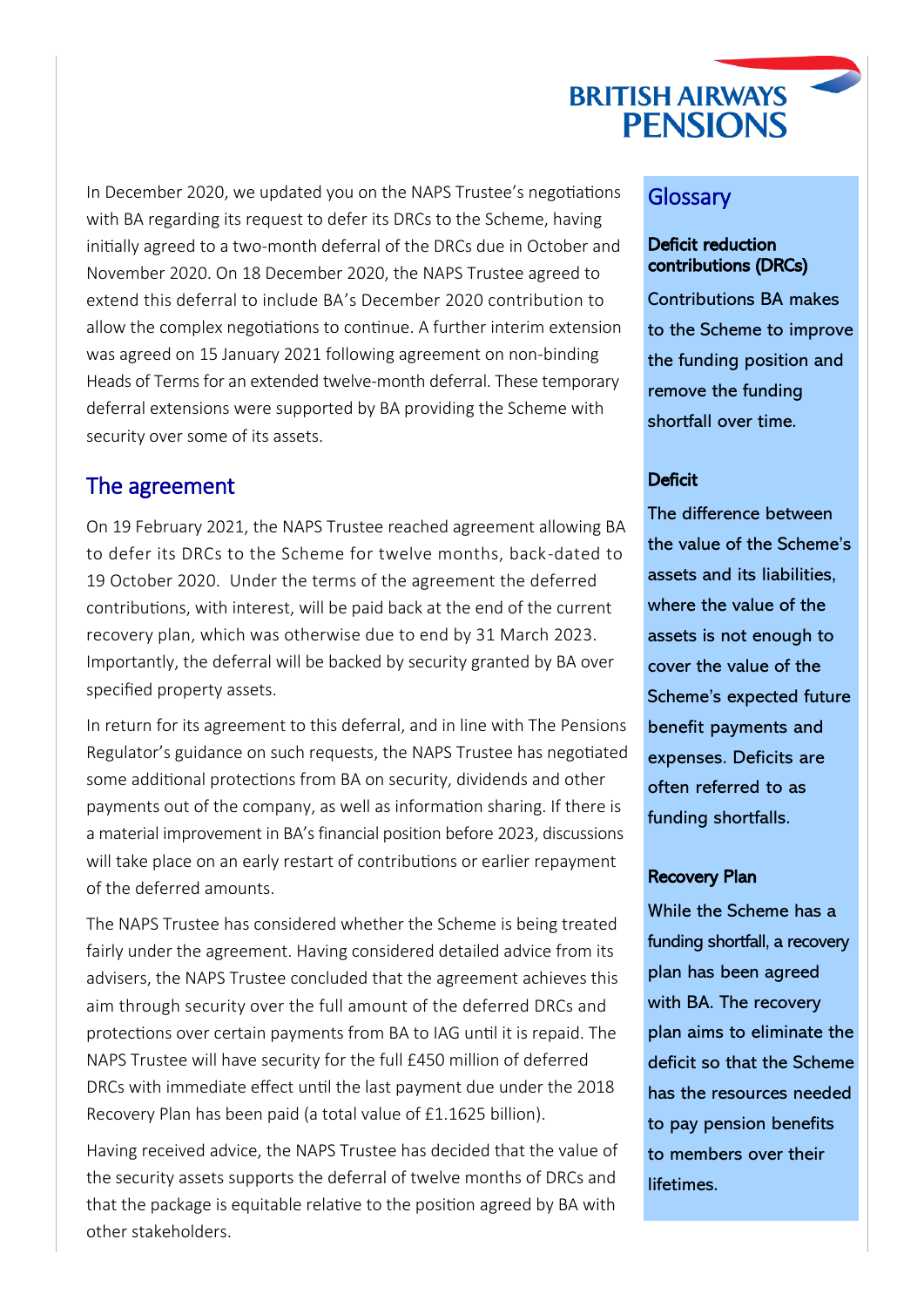In December 2020, we updated you on the NAPS Trustee's negotiations with BA regarding its request to defer its DRCs to the Scheme, having initially agreed to a two-month deferral of the DRCs due in October and November 2020. On 18 December 2020, the NAPS Trustee agreed to extend this deferral to include BA's December 2020 contribution to allow the complex negotiations to continue. A further interim extension was agreed on 15 January 2021 following agreement on non-binding Heads of Terms for an extended twelve-month deferral. These temporary deferral extensions were supported by BA providing the Scheme with security over some of its assets.

## The agreement

On 19 February 2021, the NAPS Trustee reached agreement allowing BA to defer its DRCs to the Scheme for twelve months, back-dated to 19 October 2020. Under the terms of the agreement the deferred contributions, with interest, will be paid back at the end of the current recovery plan, which was otherwise due to end by 31 March 2023. Importantly, the deferral will be backed by security granted by BA over specified property assets.

In return for its agreement to this deferral, and in line with The Pensions Regulator's guidance on such requests, the NAPS Trustee has negotiated some additional protections from BA on security, dividends and other payments out of the company, as well as information sharing. If there is a material improvement in BA's financial position before 2023, discussions will take place on an early restart of contributions or earlier repayment of the deferred amounts.

The NAPS Trustee has considered whether the Scheme is being treated fairly under the agreement. Having considered detailed advice from its advisers, the NAPS Trustee concluded that the agreement achieves this aim through security over the full amount of the deferred DRCs and protections over certain payments from BA to IAG until it is repaid. The NAPS Trustee will have security for the full £450 million of deferred DRCs with immediate effect until the last payment due under the 2018 Recovery Plan has been paid (a total value of £1.1625 billion).

Having received advice, the NAPS Trustee has decided that the value of the security assets supports the deferral of twelve months of DRCs and that the package is equitable relative to the position agreed by BA with other stakeholders.

## Glossary

**Deficit reduction contributions (DRCs)**

Contributions BA makes to the Scheme to improve the funding position and remove the funding shortfall over time.

**Deficit**

The difference between the value of the Scheme's assets and its liabilities, where the value of the assets is not enough to cover the value of the Scheme's expected future benefit payments and expenses. Deficits are often referred to as funding shortfalls.

**Recovery Plan**

While the Scheme has a funding shortfall, a recovery plan has been agreed with BA. The recovery plan aims to eliminate the deficit so that the Scheme has the resources needed to pay pension benefits to members over their lifetimes.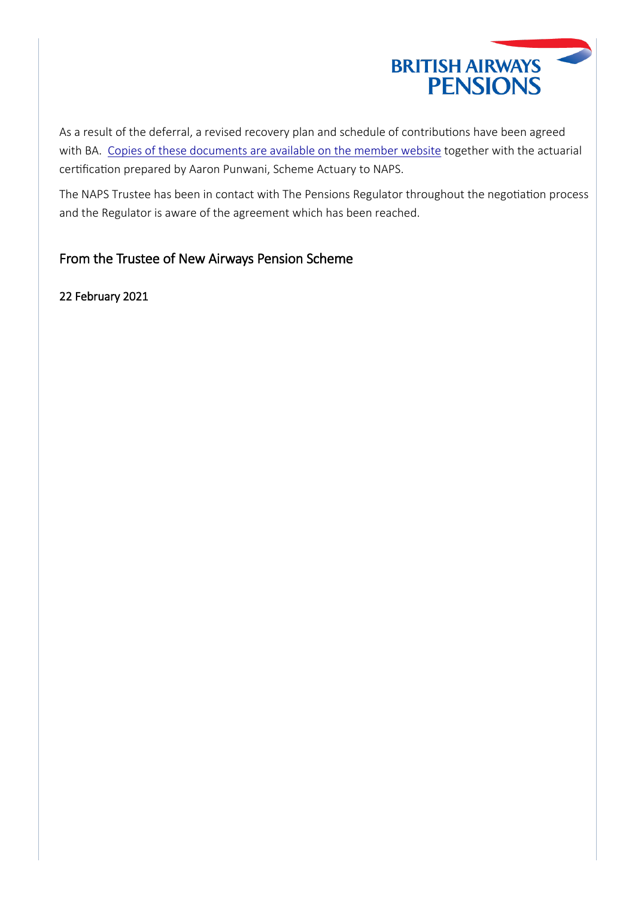As a result of the deferral, a revised recovery plan and schedule of contributions have been agreed with BA. [Copies of these documents are available on the member website] together with the actuarial certification prepared by Aaron Punwani, Scheme Actuary to NAPS.

The NAPS Trustee has been in contact with The Pensions Regulator throughout the negotiation process and the Regulator is aware of the agreement which has been reached.

## From the Trustee of New Airways Pension Scheme

22 February 2021